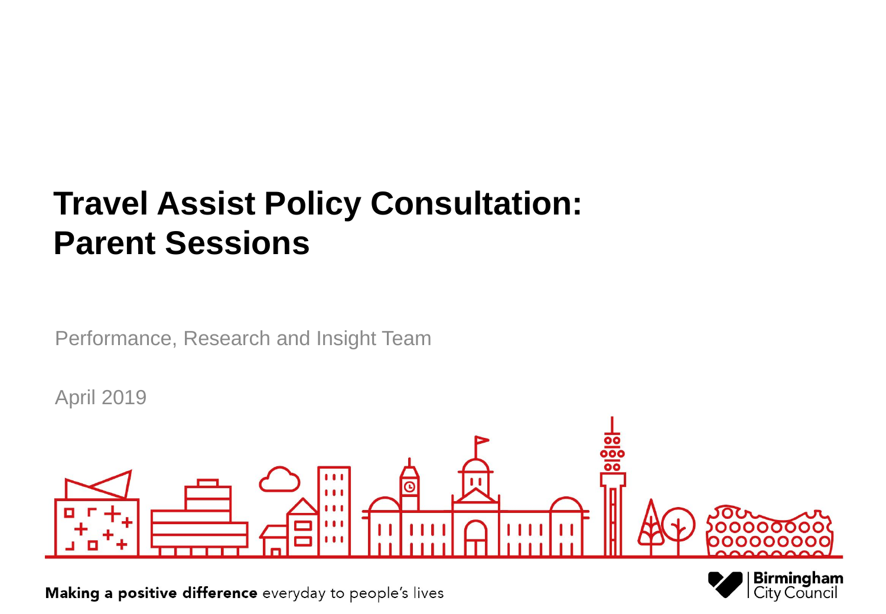# Travel Assist Policy Consultation: Parent Sessions

Performance, Research and Insight Team

April 2019

**Making a positive difference** everyday to people's lives

Birmingham City Council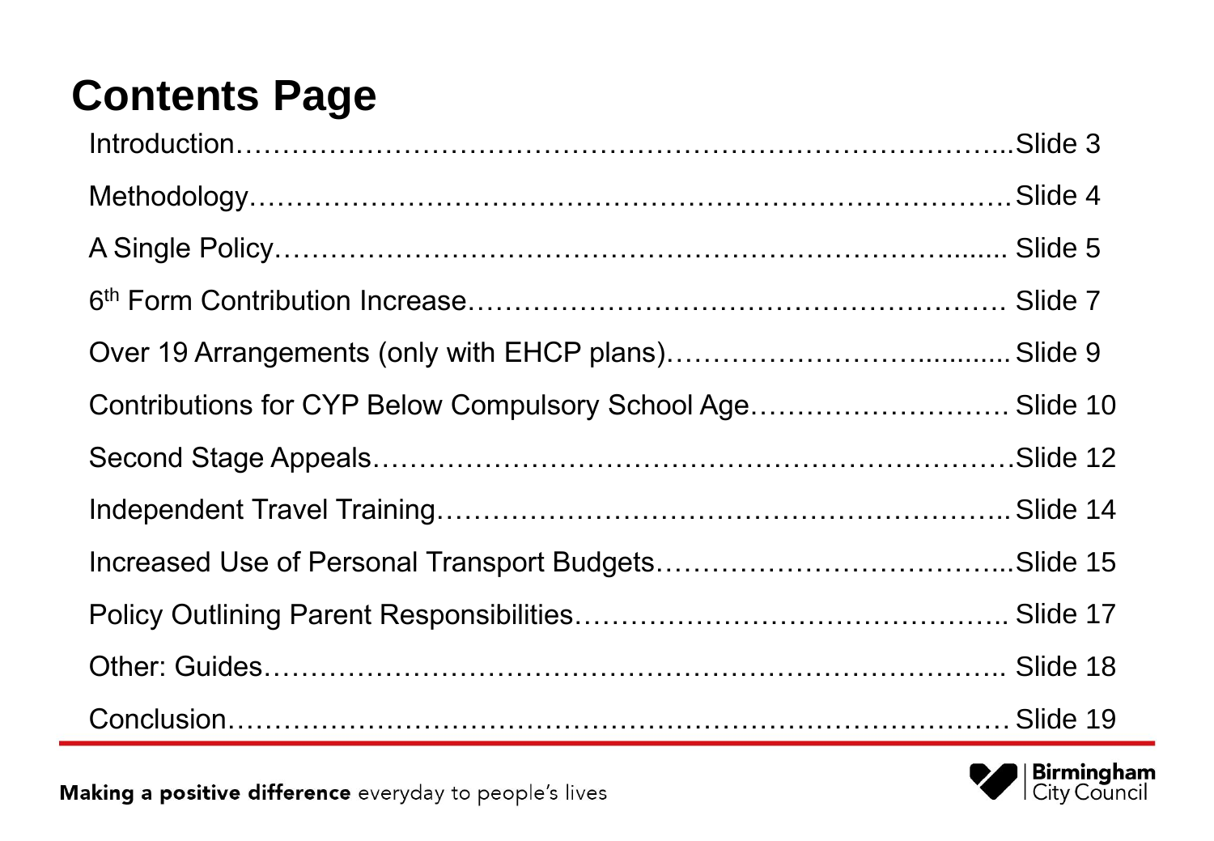# Contents Page

Introduction……………………………………………………………………...Slide 3

Methodology……………………………………………………………………Slide 4

A Single Policy…………………………………………………………......... Slide 5

6th Form Contribution Increase…………………………………………………. Slide 7

Over 19 Arrangements (only with EHCP plans)……………………….......... Slide 9

Contributions for CYP Below Compulsory School Age………………………. Slide 10

Second Stage Appeals…………………………………………………………Slide 12

Independent Travel Training…………………………………………………..Slide 14

Increased Use of Personal Transport Budgets………………………………...Slide 15

Policy Outlining Parent Responsibilities……………………………………….. Slide 17

Other: Guides…………………………………………………………………….. Slide 18

Conclusion………………………………………………………………………Slide 19

**Making a positive difference** everyday to people's lives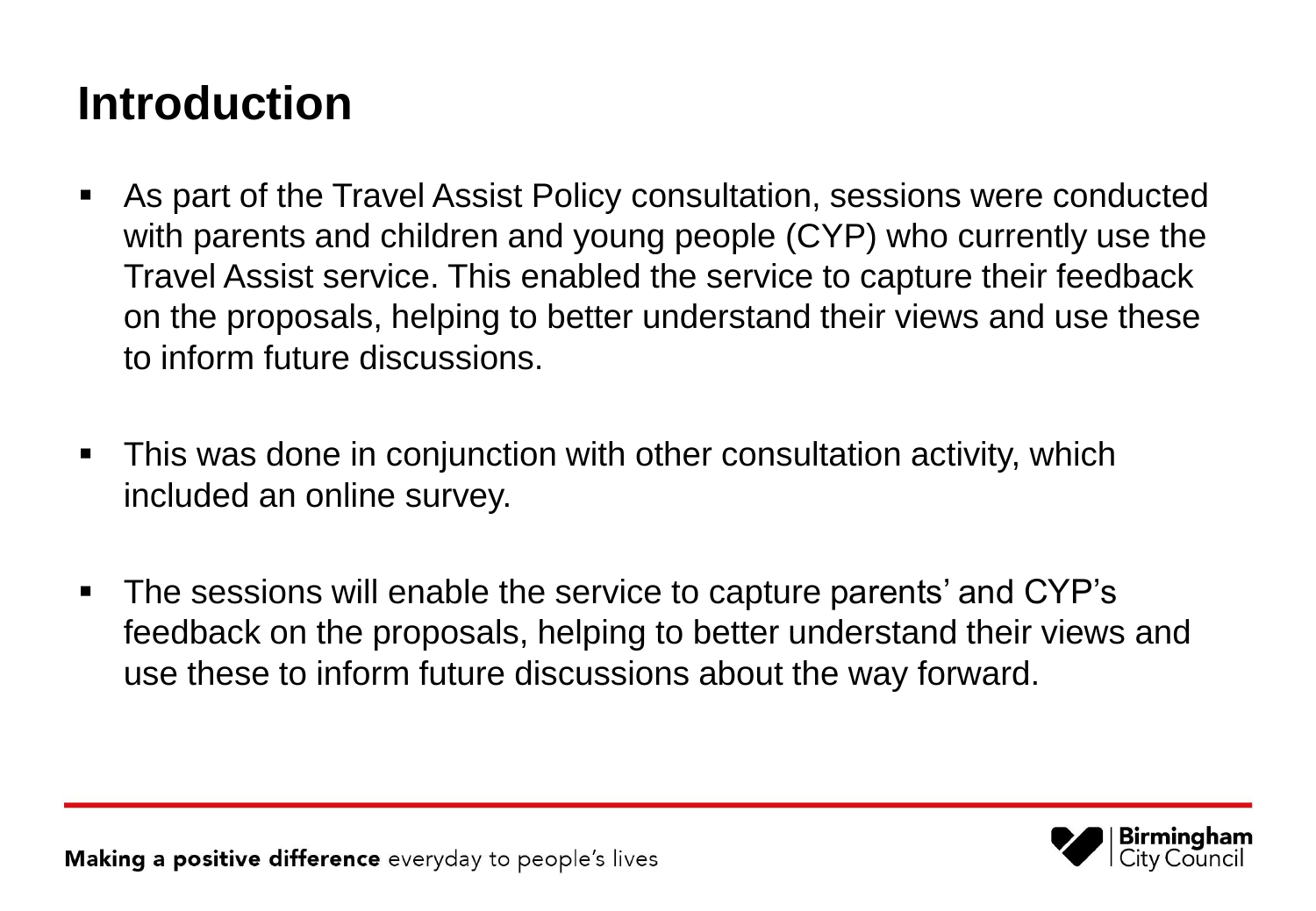# Introduction

- As part of the Travel Assist Policy consultation, sessions were conducted with parents and children and young people (CYP) who currently use the Travel Assist service. This enabled the service to capture their feedback on the proposals, helping to better understand their views and use these to inform future discussions.

- This was done in conjunction with other consultation activity, which included an online survey.

- The sessions will enable the service to capture parents' and CYP's feedback on the proposals, helping to better understand their views and use these to inform future discussions about the way forward.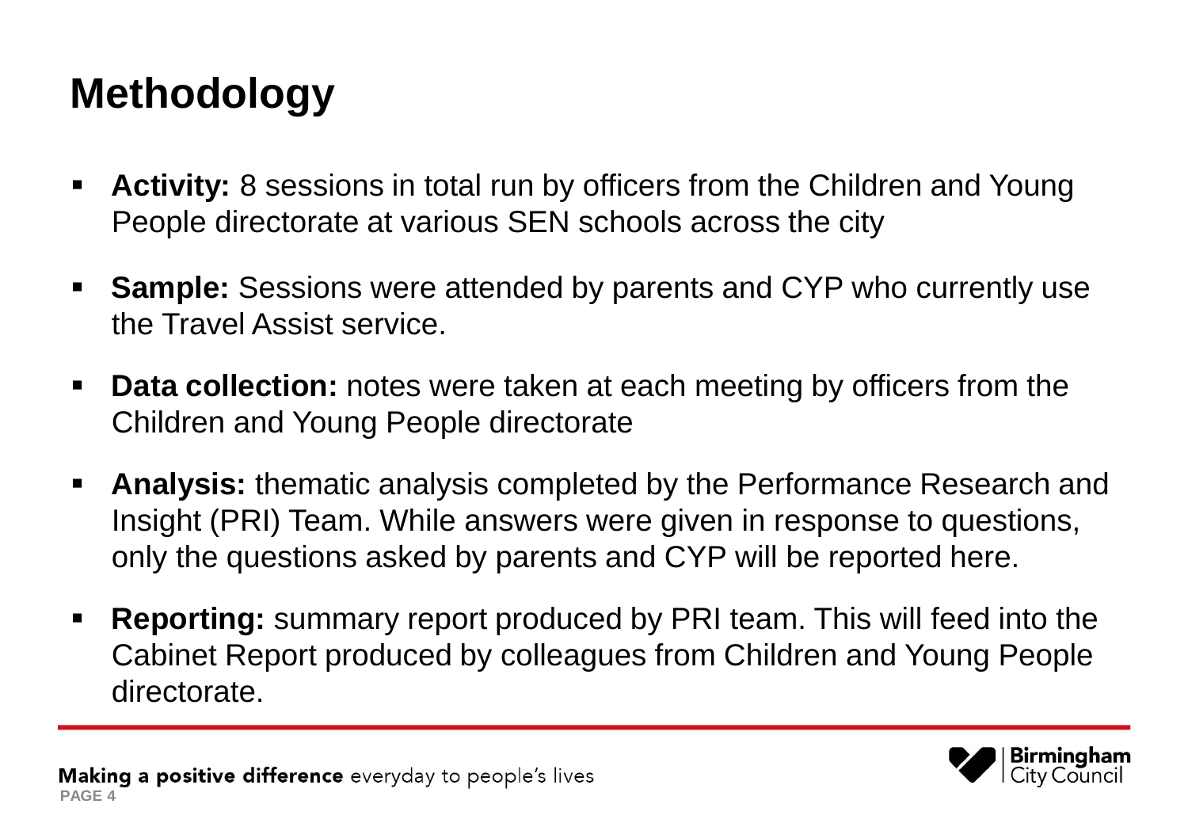# Methodology

- **Activity:** 8 sessions in total run by officers from the Children and Young People directorate at various SEN schools across the city
- **Sample:** Sessions were attended by parents and CYP who currently use the Travel Assist service.
- **Data collection:** notes were taken at each meeting by officers from the Children and Young People directorate
- **Analysis:** thematic analysis completed by the Performance Research and Insight (PRI) Team. While answers were given in response to questions, only the questions asked by parents and CYP will be reported here.
- **Reporting:** summary report produced by PRI team. This will feed into the Cabinet Report produced by colleagues from Children and Young People directorate.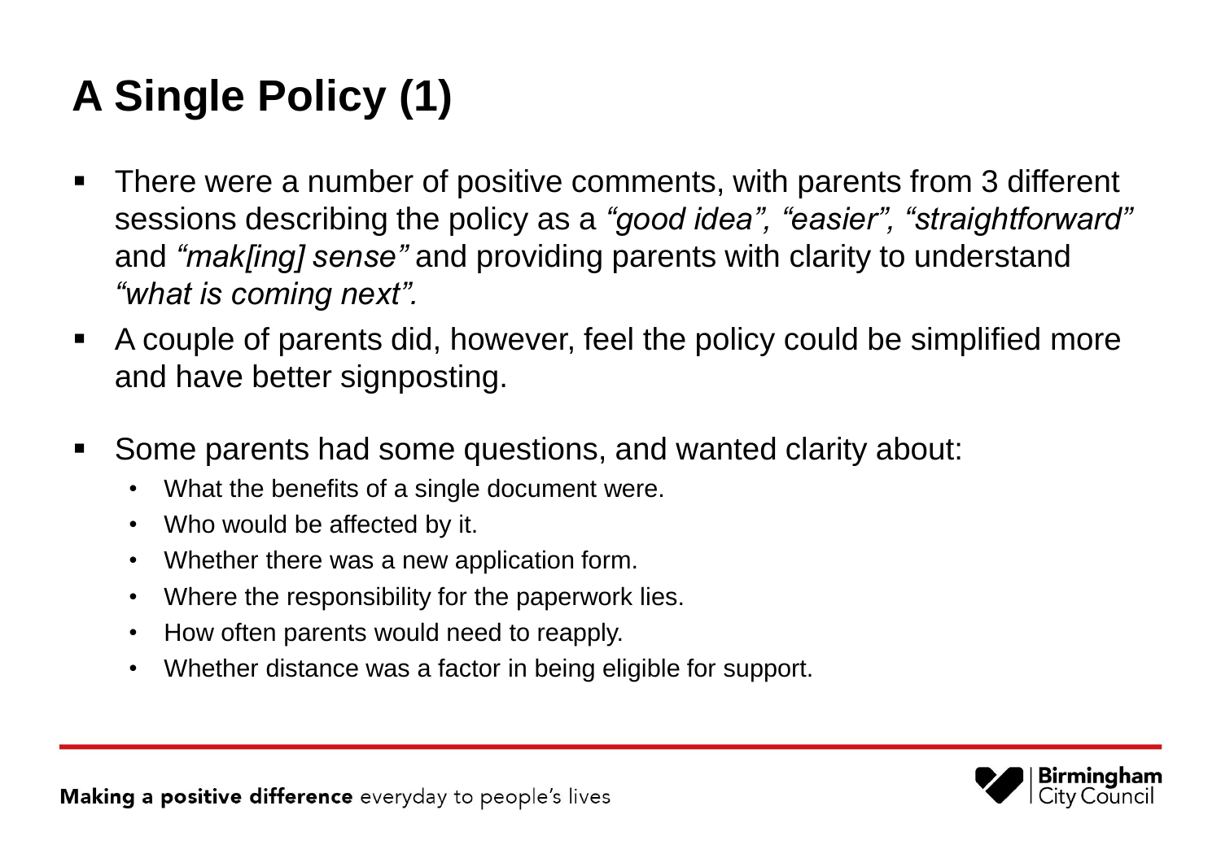# A Single Policy (1)

- There were a number of positive comments, with parents from 3 different sessions describing the policy as a *"good idea", "easier", "straightforward"* and *"mak[ing] sense"* and providing parents with clarity to understand *"what is coming next".*
- A couple of parents did, however, feel the policy could be simplified more and have better signposting.
- Some parents had some questions, and wanted clarity about:
  - What the benefits of a single document were.
  - Who would be affected by it.
  - Whether there was a new application form.
  - Where the responsibility for the paperwork lies.
  - How often parents would need to reapply.
  - Whether distance was a factor in being eligible for support.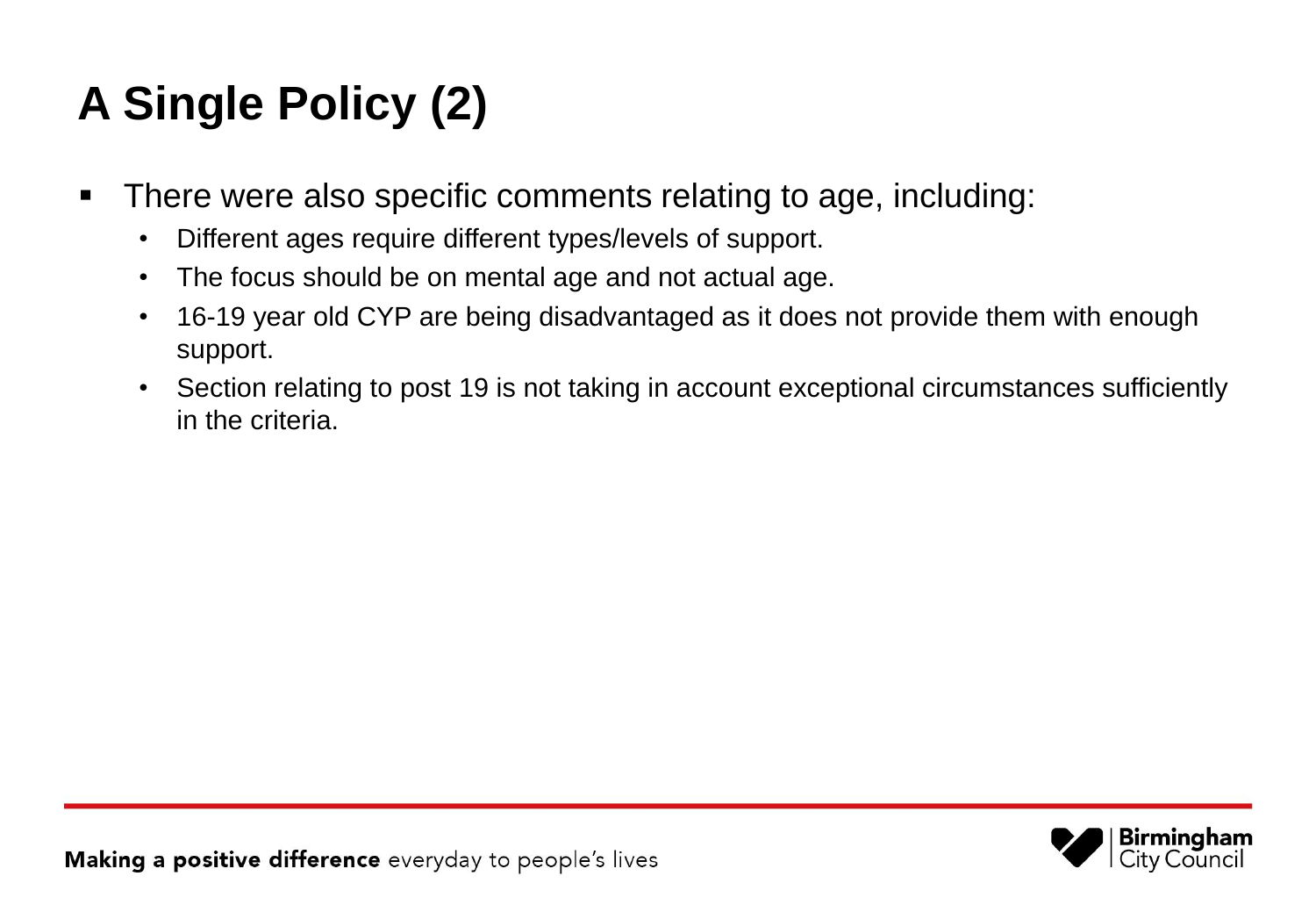# A Single Policy (2)

- There were also specific comments relating to age, including:
  - Different ages require different types/levels of support.
  - The focus should be on mental age and not actual age.
  - 16-19 year old CYP are being disadvantaged as it does not provide them with enough support.
  - Section relating to post 19 is not taking in account exceptional circumstances sufficiently in the criteria.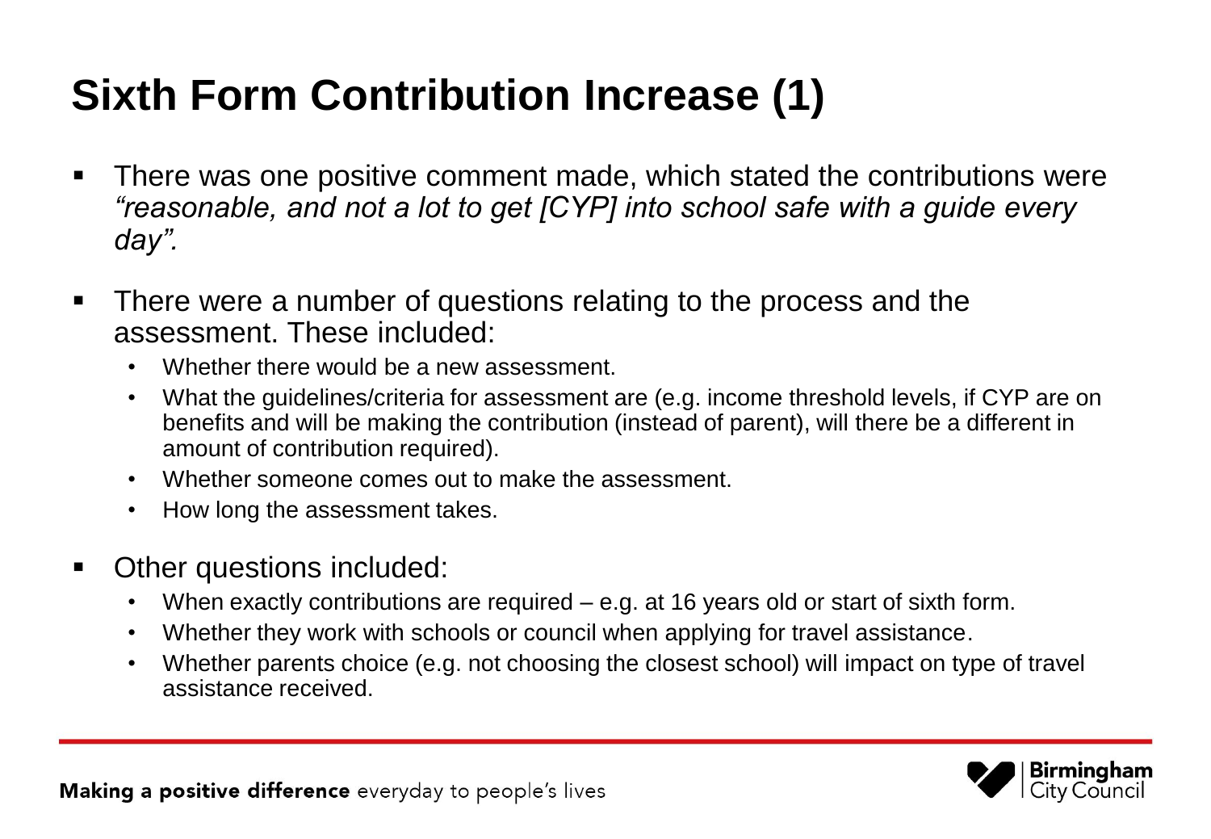# Sixth Form Contribution Increase (1)

- There was one positive comment made, which stated the contributions were *"reasonable, and not a lot to get [CYP] into school safe with a guide every day".*
- There were a number of questions relating to the process and the assessment. These included:
  - Whether there would be a new assessment.
  - What the guidelines/criteria for assessment are (e.g. income threshold levels, if CYP are on benefits and will be making the contribution (instead of parent), will there be a different in amount of contribution required).
  - Whether someone comes out to make the assessment.
  - How long the assessment takes.
- Other questions included:
  - When exactly contributions are required – e.g. at 16 years old or start of sixth form.
  - Whether they work with schools or council when applying for travel assistance.
  - Whether parents choice (e.g. not choosing the closest school) will impact on type of travel assistance received.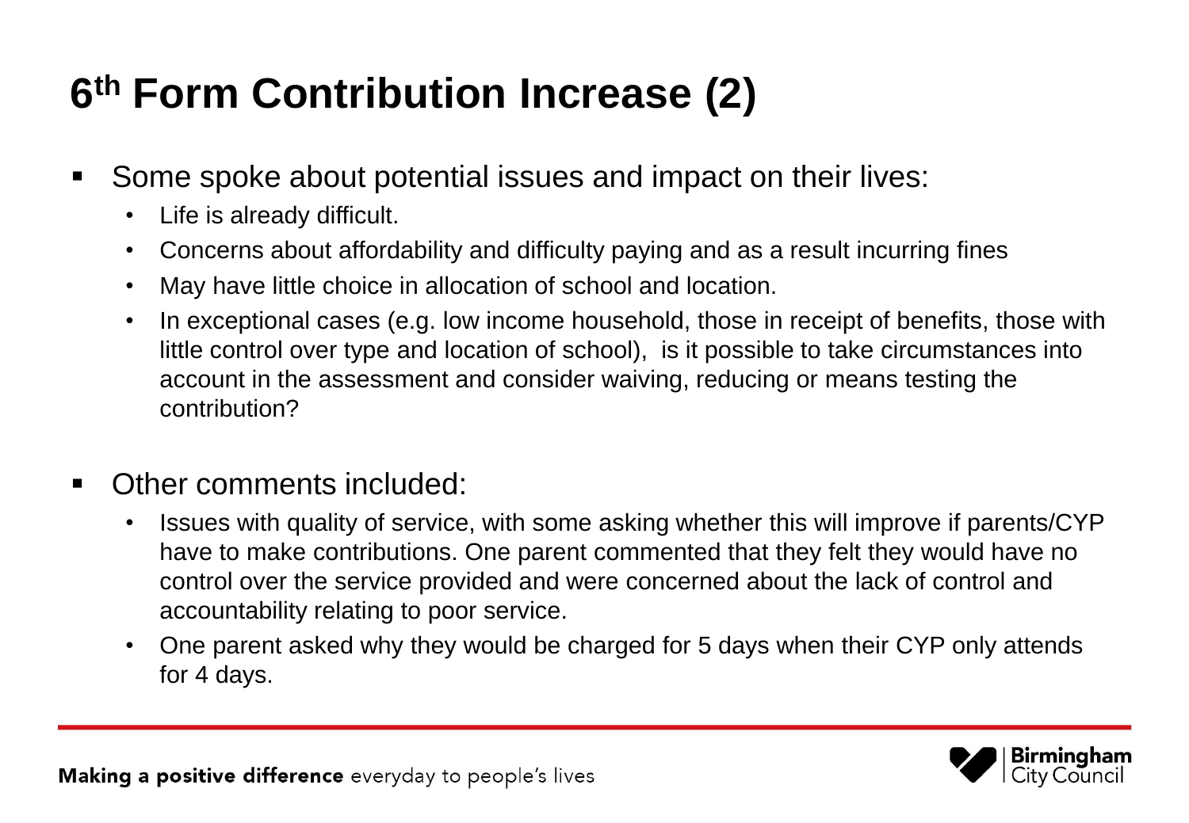# 6th Form Contribution Increase (2)

- Some spoke about potential issues and impact on their lives:
  - Life is already difficult.
  - Concerns about affordability and difficulty paying and as a result incurring fines
  - May have little choice in allocation of school and location.
  - In exceptional cases (e.g. low income household, those in receipt of benefits, those with little control over type and location of school), is it possible to take circumstances into account in the assessment and consider waiving, reducing or means testing the contribution?

- Other comments included:
  - Issues with quality of service, with some asking whether this will improve if parents/CYP have to make contributions. One parent commented that they felt they would have no control over the service provided and were concerned about the lack of control and accountability relating to poor service.
  - One parent asked why they would be charged for 5 days when their CYP only attends for 4 days.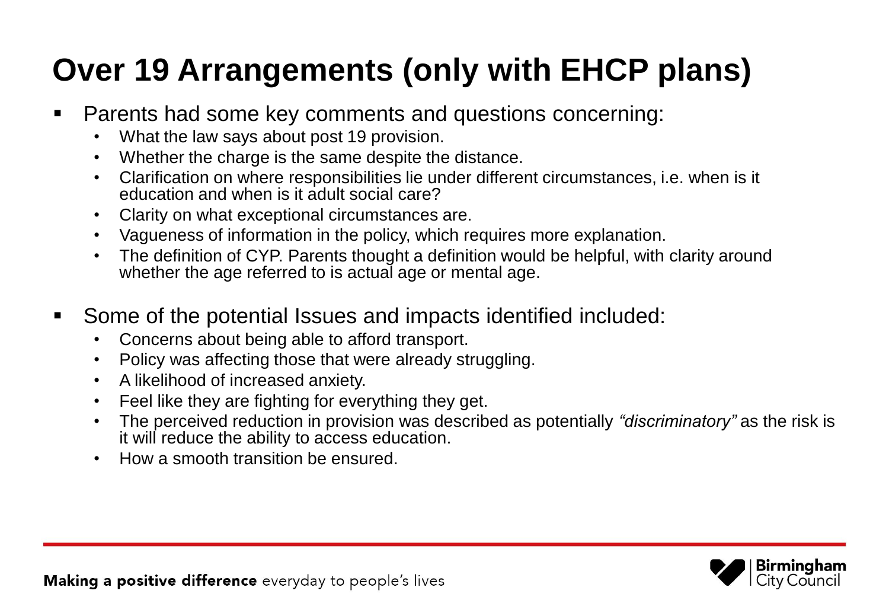# Over 19 Arrangements (only with EHCP plans)

- Parents had some key comments and questions concerning:
  - What the law says about post 19 provision.
  - Whether the charge is the same despite the distance.
  - Clarification on where responsibilities lie under different circumstances, i.e. when is it education and when is it adult social care?
  - Clarity on what exceptional circumstances are.
  - Vagueness of information in the policy, which requires more explanation.
  - The definition of CYP. Parents thought a definition would be helpful, with clarity around whether the age referred to is actual age or mental age.
- Some of the potential Issues and impacts identified included:
  - Concerns about being able to afford transport.
  - Policy was affecting those that were already struggling.
  - A likelihood of increased anxiety.
  - Feel like they are fighting for everything they get.
  - The perceived reduction in provision was described as potentially *"discriminatory"* as the risk is it will reduce the ability to access education.
  - How a smooth transition be ensured.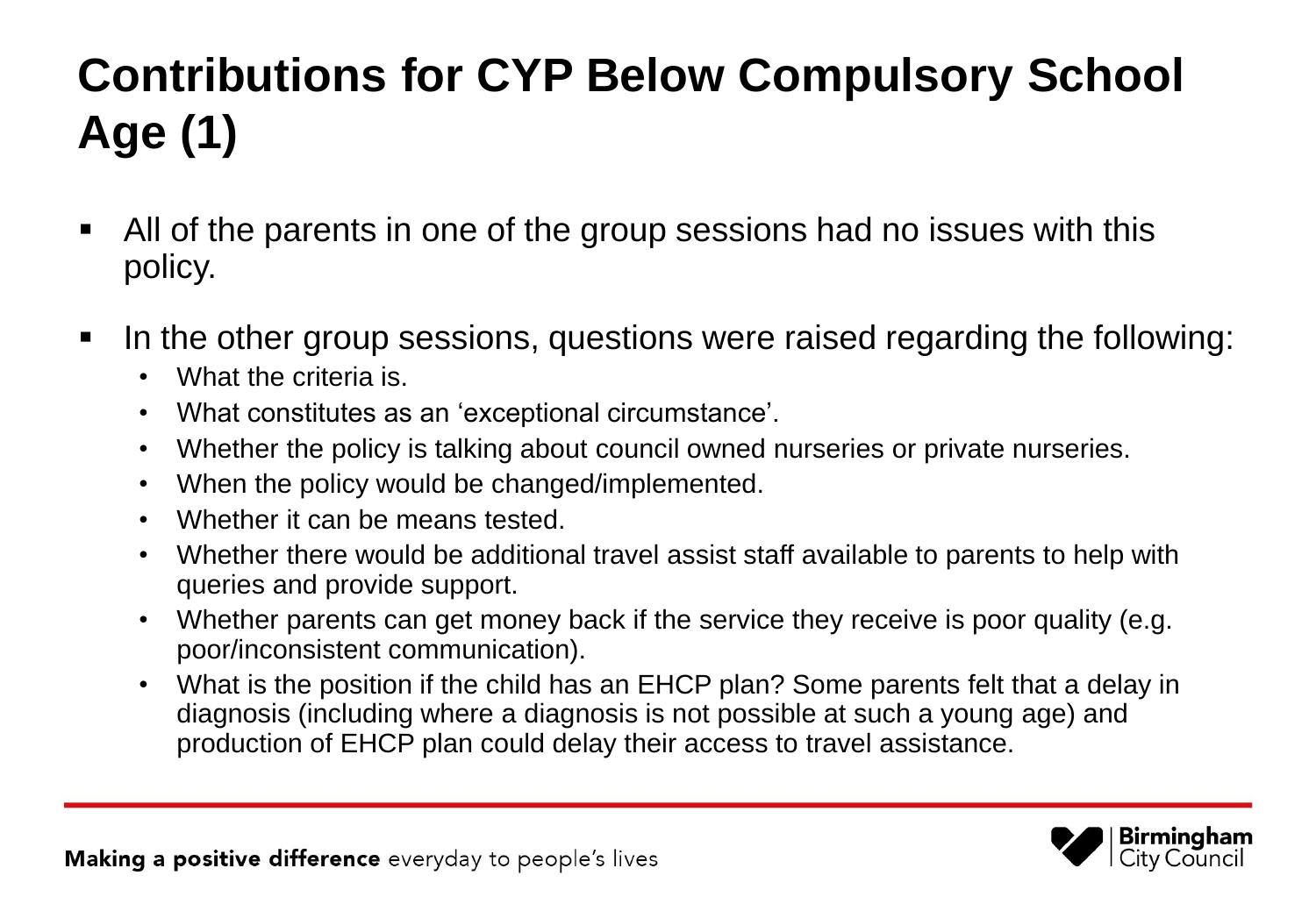# Contributions for CYP Below Compulsory School Age (1)

- All of the parents in one of the group sessions had no issues with this policy.
- In the other group sessions, questions were raised regarding the following:
  - What the criteria is.
  - What constitutes as an 'exceptional circumstance'.
  - Whether the policy is talking about council owned nurseries or private nurseries.
  - When the policy would be changed/implemented.
  - Whether it can be means tested.
  - Whether there would be additional travel assist staff available to parents to help with queries and provide support.
  - Whether parents can get money back if the service they receive is poor quality (e.g. poor/inconsistent communication).
  - What is the position if the child has an EHCP plan? Some parents felt that a delay in diagnosis (including where a diagnosis is not possible at such a young age) and production of EHCP plan could delay their access to travel assistance.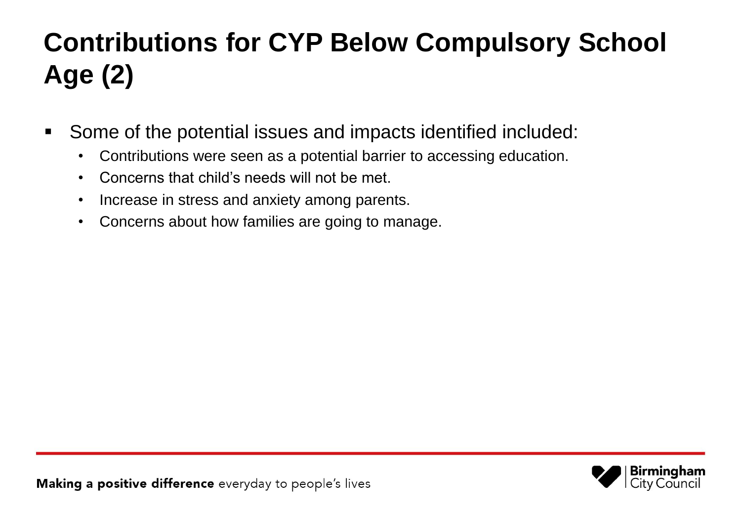# Contributions for CYP Below Compulsory School Age (2)

- Some of the potential issues and impacts identified included:
  - Contributions were seen as a potential barrier to accessing education.
  - Concerns that child's needs will not be met.
  - Increase in stress and anxiety among parents.
  - Concerns about how families are going to manage.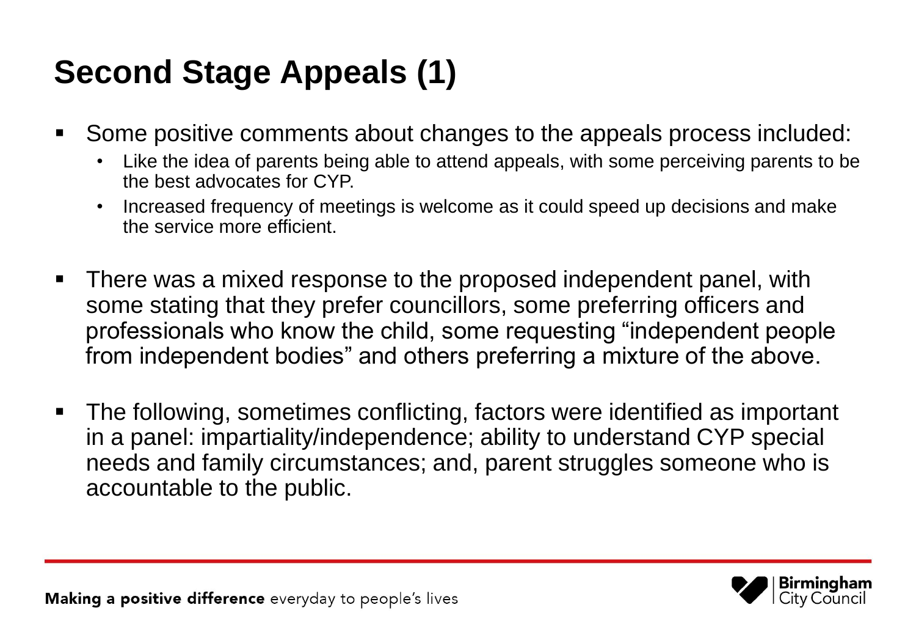# Second Stage Appeals (1)

- Some positive comments about changes to the appeals process included:
  - Like the idea of parents being able to attend appeals, with some perceiving parents to be the best advocates for CYP.
  - Increased frequency of meetings is welcome as it could speed up decisions and make the service more efficient.
- There was a mixed response to the proposed independent panel, with some stating that they prefer councillors, some preferring officers and professionals who know the child, some requesting "independent people from independent bodies" and others preferring a mixture of the above.
- The following, sometimes conflicting, factors were identified as important in a panel: impartiality/independence; ability to understand CYP special needs and family circumstances; and, parent struggles someone who is accountable to the public.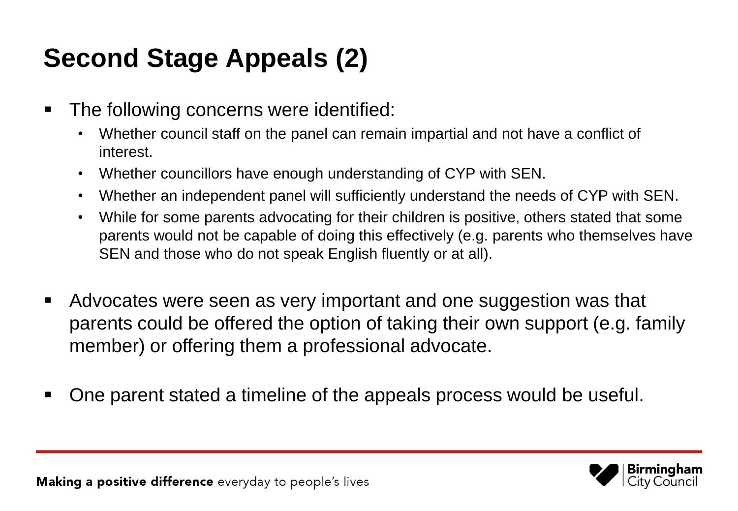# Second Stage Appeals (2)

- The following concerns were identified:
  - Whether council staff on the panel can remain impartial and not have a conflict of interest.
  - Whether councillors have enough understanding of CYP with SEN.
  - Whether an independent panel will sufficiently understand the needs of CYP with SEN.
  - While for some parents advocating for their children is positive, others stated that some parents would not be capable of doing this effectively (e.g. parents who themselves have SEN and those who do not speak English fluently or at all).
- Advocates were seen as very important and one suggestion was that parents could be offered the option of taking their own support (e.g. family member) or offering them a professional advocate.
- One parent stated a timeline of the appeals process would be useful.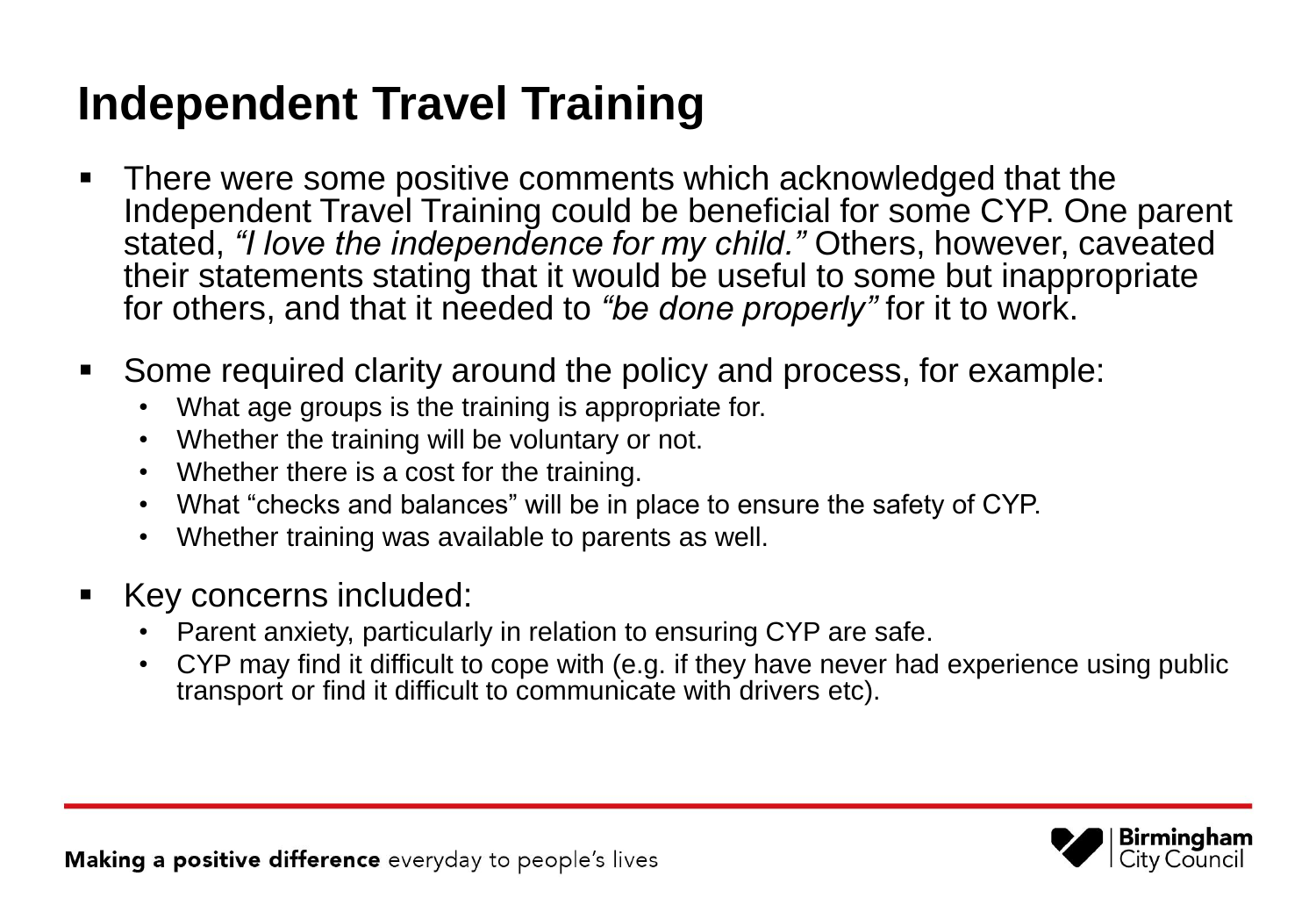# Independent Travel Training

- There were some positive comments which acknowledged that the Independent Travel Training could be beneficial for some CYP. One parent stated, *"I love the independence for my child."* Others, however, caveated their statements stating that it would be useful to some but inappropriate for others, and that it needed to *"be done properly"* for it to work.
- Some required clarity around the policy and process, for example:
  - What age groups is the training is appropriate for.
  - Whether the training will be voluntary or not.
  - Whether there is a cost for the training.
  - What "checks and balances" will be in place to ensure the safety of CYP.
  - Whether training was available to parents as well.
- Key concerns included:
  - Parent anxiety, particularly in relation to ensuring CYP are safe.
  - CYP may find it difficult to cope with (e.g. if they have never had experience using public transport or find it difficult to communicate with drivers etc).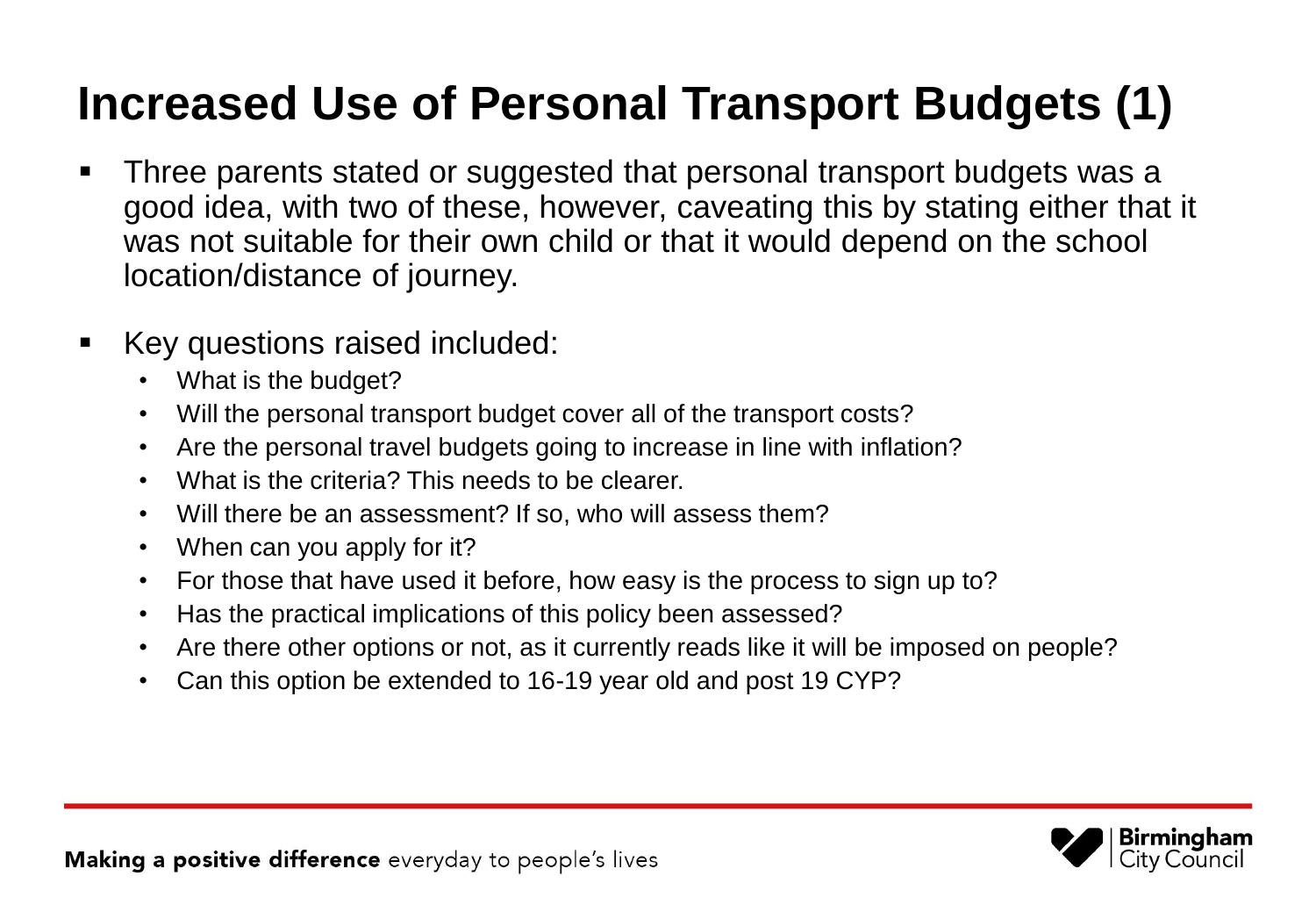# Increased Use of Personal Transport Budgets (1)

- Three parents stated or suggested that personal transport budgets was a good idea, with two of these, however, caveating this by stating either that it was not suitable for their own child or that it would depend on the school location/distance of journey.
- Key questions raised included:
  - What is the budget?
  - Will the personal transport budget cover all of the transport costs?
  - Are the personal travel budgets going to increase in line with inflation?
  - What is the criteria? This needs to be clearer.
  - Will there be an assessment? If so, who will assess them?
  - When can you apply for it?
  - For those that have used it before, how easy is the process to sign up to?
  - Has the practical implications of this policy been assessed?
  - Are there other options or not, as it currently reads like it will be imposed on people?
  - Can this option be extended to 16-19 year old and post 19 CYP?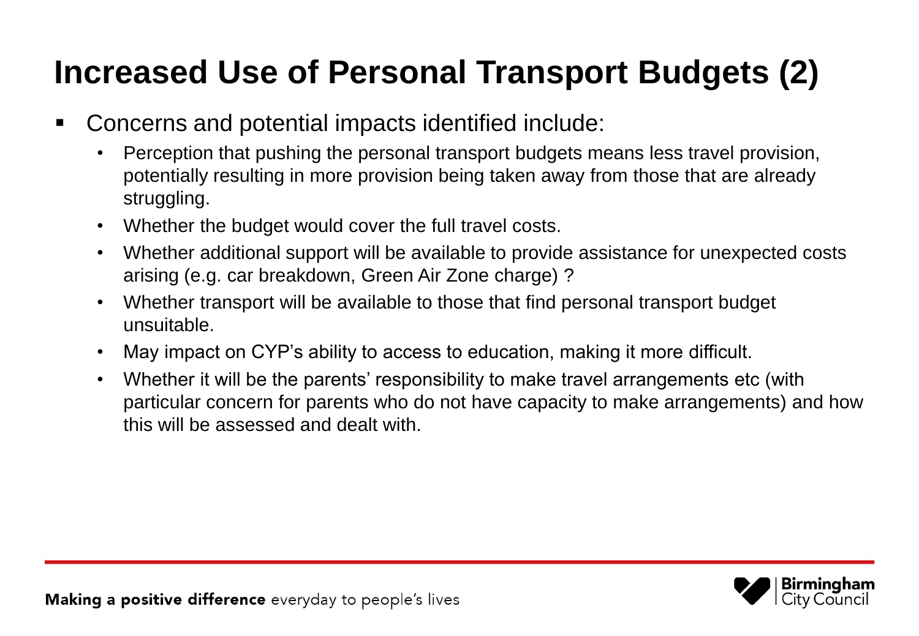# Increased Use of Personal Transport Budgets (2)

- Concerns and potential impacts identified include:
  - Perception that pushing the personal transport budgets means less travel provision, potentially resulting in more provision being taken away from those that are already struggling.
  - Whether the budget would cover the full travel costs.
  - Whether additional support will be available to provide assistance for unexpected costs arising (e.g. car breakdown, Green Air Zone charge) ?
  - Whether transport will be available to those that find personal transport budget unsuitable.
  - May impact on CYP's ability to access to education, making it more difficult.
  - Whether it will be the parents' responsibility to make travel arrangements etc (with particular concern for parents who do not have capacity to make arrangements) and how this will be assessed and dealt with.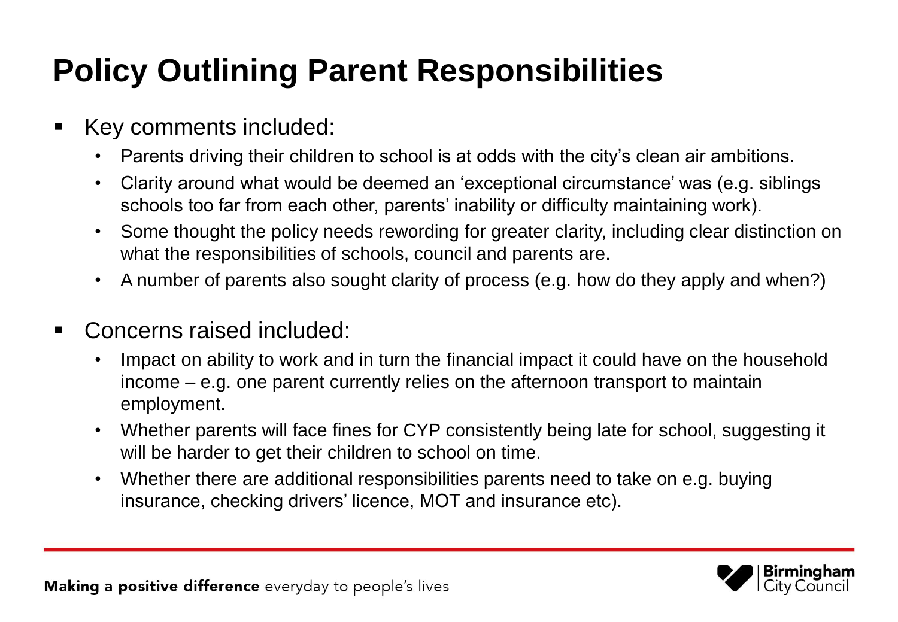# Policy Outlining Parent Responsibilities

- Key comments included:
  - Parents driving their children to school is at odds with the city's clean air ambitions.
  - Clarity around what would be deemed an 'exceptional circumstance' was (e.g. siblings schools too far from each other, parents' inability or difficulty maintaining work).
  - Some thought the policy needs rewording for greater clarity, including clear distinction on what the responsibilities of schools, council and parents are.
  - A number of parents also sought clarity of process (e.g. how do they apply and when?)

- Concerns raised included:
  - Impact on ability to work and in turn the financial impact it could have on the household income – e.g. one parent currently relies on the afternoon transport to maintain employment.
  - Whether parents will face fines for CYP consistently being late for school, suggesting it will be harder to get their children to school on time.
  - Whether there are additional responsibilities parents need to take on e.g. buying insurance, checking drivers' licence, MOT and insurance etc).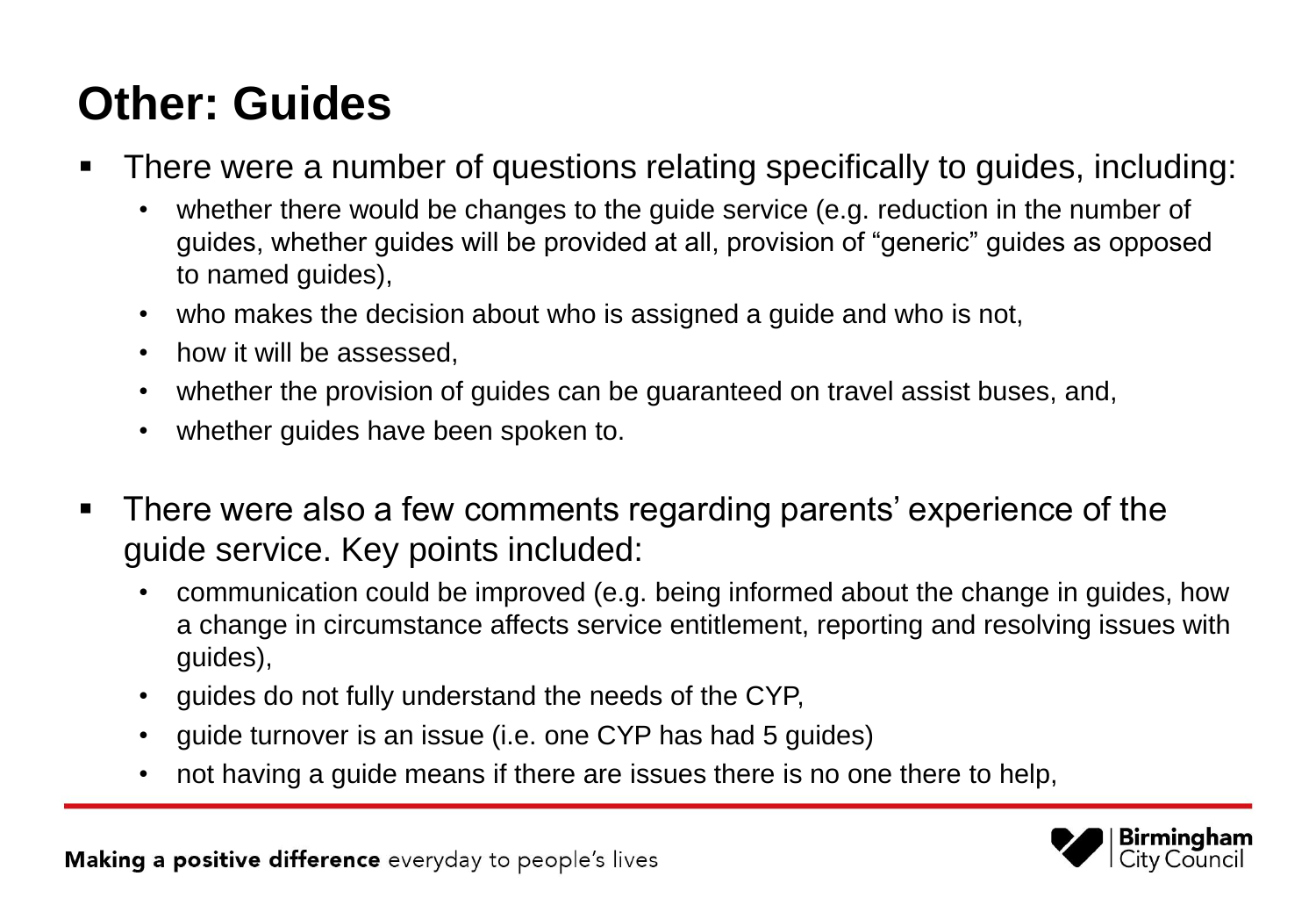# Other: Guides

- There were a number of questions relating specifically to guides, including:
  - whether there would be changes to the guide service (e.g. reduction in the number of guides, whether guides will be provided at all, provision of "generic" guides as opposed to named guides),
  - who makes the decision about who is assigned a guide and who is not,
  - how it will be assessed,
  - whether the provision of guides can be guaranteed on travel assist buses, and,
  - whether guides have been spoken to.
- There were also a few comments regarding parents' experience of the guide service. Key points included:
  - communication could be improved (e.g. being informed about the change in guides, how a change in circumstance affects service entitlement, reporting and resolving issues with guides),
  - guides do not fully understand the needs of the CYP,
  - guide turnover is an issue (i.e. one CYP has had 5 guides)
  - not having a guide means if there are issues there is no one there to help,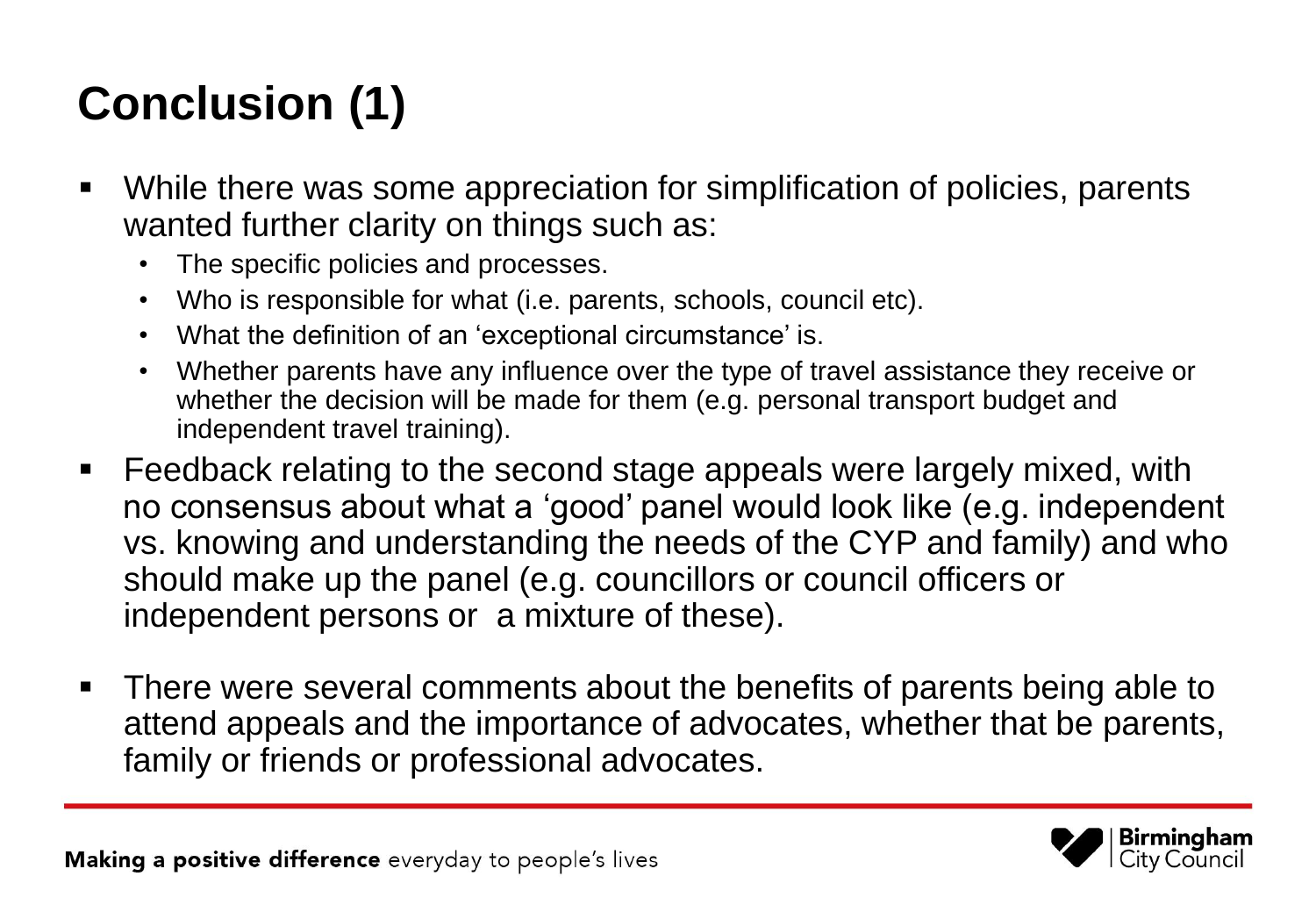# Conclusion (1)

- While there was some appreciation for simplification of policies, parents wanted further clarity on things such as:
  - The specific policies and processes.
  - Who is responsible for what (i.e. parents, schools, council etc).
  - What the definition of an 'exceptional circumstance' is.
  - Whether parents have any influence over the type of travel assistance they receive or whether the decision will be made for them (e.g. personal transport budget and independent travel training).
- Feedback relating to the second stage appeals were largely mixed, with no consensus about what a 'good' panel would look like (e.g. independent vs. knowing and understanding the needs of the CYP and family) and who should make up the panel (e.g. councillors or council officers or independent persons or a mixture of these).
- There were several comments about the benefits of parents being able to attend appeals and the importance of advocates, whether that be parents, family or friends or professional advocates.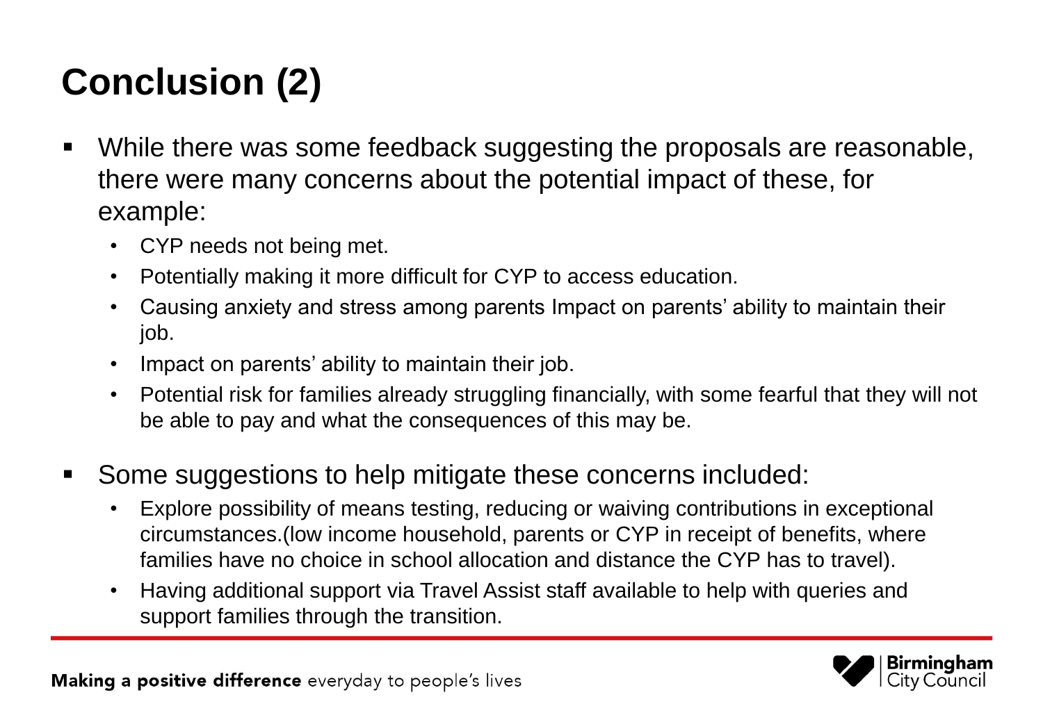# Conclusion (2)

- While there was some feedback suggesting the proposals are reasonable, there were many concerns about the potential impact of these, for example:
  - CYP needs not being met.
  - Potentially making it more difficult for CYP to access education.
  - Causing anxiety and stress among parents Impact on parents' ability to maintain their job.
  - Impact on parents' ability to maintain their job.
  - Potential risk for families already struggling financially, with some fearful that they will not be able to pay and what the consequences of this may be.
- Some suggestions to help mitigate these concerns included:
  - Explore possibility of means testing, reducing or waiving contributions in exceptional circumstances.(low income household, parents or CYP in receipt of benefits, where families have no choice in school allocation and distance the CYP has to travel).
  - Having additional support via Travel Assist staff available to help with queries and support families through the transition.